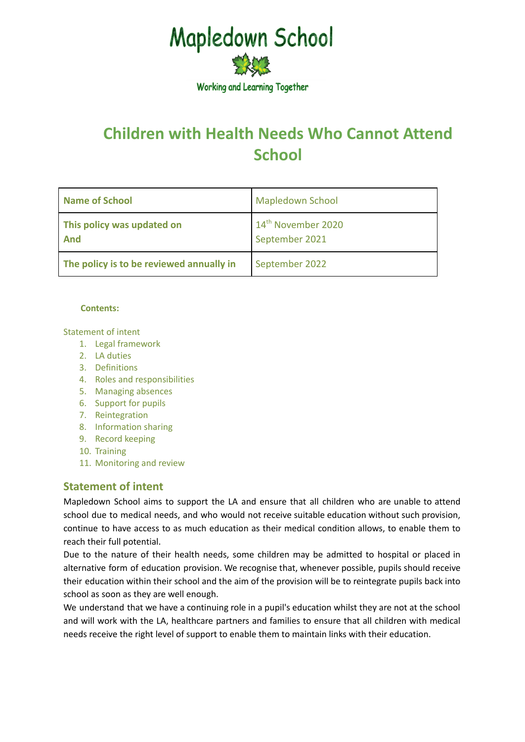Mapledown School

Working and Learning Together

# Children with Health Needs Who Cannot Attend School

| Name of School | Mapledown School |
|---|---|
| This policy was updated on<br>And | 14th November 2020<br>September 2021 |
| The policy is to be reviewed annually in | September 2022 |

**Contents:**

Statement of intent

1. Legal framework
2. LA duties
3. Definitions
4. Roles and responsibilities
5. Managing absences
6. Support for pupils
7. Reintegration
8. Information sharing
9. Record keeping
10. Training
11. Monitoring and review

## Statement of intent

Mapledown School aims to support the LA and ensure that all children who are unable to attend school due to medical needs, and who would not receive suitable education without such provision, continue to have access to as much education as their medical condition allows, to enable them to reach their full potential.

Due to the nature of their health needs, some children may be admitted to hospital or placed in alternative form of education provision. We recognise that, whenever possible, pupils should receive their education within their school and the aim of the provision will be to reintegrate pupils back into school as soon as they are well enough.

We understand that we have a continuing role in a pupil's education whilst they are not at the school and will work with the LA, healthcare partners and families to ensure that all children with medical needs receive the right level of support to enable them to maintain links with their education.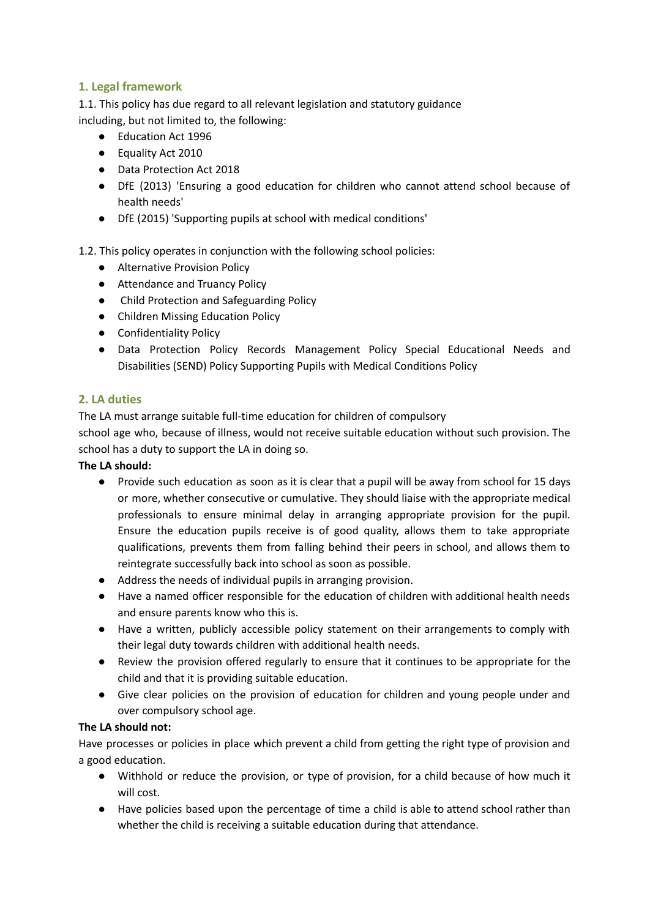## 1. Legal framework

1.1. This policy has due regard to all relevant legislation and statutory guidance including, but not limited to, the following:

- Education Act 1996
- Equality Act 2010
- Data Protection Act 2018
- DfE (2013) 'Ensuring a good education for children who cannot attend school because of health needs'
- DfE (2015) 'Supporting pupils at school with medical conditions'

1.2. This policy operates in conjunction with the following school policies:

- Alternative Provision Policy
- Attendance and Truancy Policy
- Child Protection and Safeguarding Policy
- Children Missing Education Policy
- Confidentiality Policy
- Data Protection Policy Records Management Policy Special Educational Needs and Disabilities (SEND) Policy Supporting Pupils with Medical Conditions Policy

## 2. LA duties

The LA must arrange suitable full-time education for children of compulsory school age who, because of illness, would not receive suitable education without such provision. The school has a duty to support the LA in doing so.

**The LA should:**

- Provide such education as soon as it is clear that a pupil will be away from school for 15 days or more, whether consecutive or cumulative. They should liaise with the appropriate medical professionals to ensure minimal delay in arranging appropriate provision for the pupil. Ensure the education pupils receive is of good quality, allows them to take appropriate qualifications, prevents them from falling behind their peers in school, and allows them to reintegrate successfully back into school as soon as possible.
- Address the needs of individual pupils in arranging provision.
- Have a named officer responsible for the education of children with additional health needs and ensure parents know who this is.
- Have a written, publicly accessible policy statement on their arrangements to comply with their legal duty towards children with additional health needs.
- Review the provision offered regularly to ensure that it continues to be appropriate for the child and that it is providing suitable education.
- Give clear policies on the provision of education for children and young people under and over compulsory school age.

**The LA should not:**

Have processes or policies in place which prevent a child from getting the right type of provision and a good education.

- Withhold or reduce the provision, or type of provision, for a child because of how much it will cost.
- Have policies based upon the percentage of time a child is able to attend school rather than whether the child is receiving a suitable education during that attendance.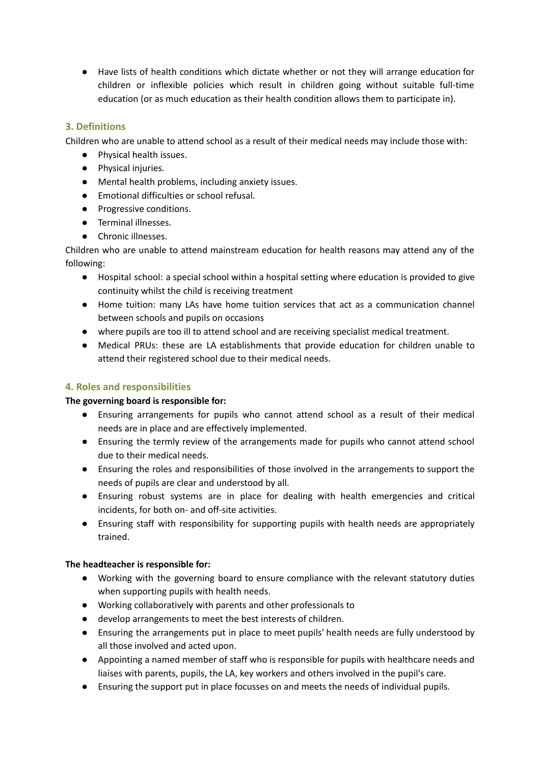- Have lists of health conditions which dictate whether or not they will arrange education for children or inflexible policies which result in children going without suitable full-time education (or as much education as their health condition allows them to participate in).

## 3. Definitions

Children who are unable to attend school as a result of their medical needs may include those with:

- Physical health issues.
- Physical injuries.
- Mental health problems, including anxiety issues.
- Emotional difficulties or school refusal.
- Progressive conditions.
- Terminal illnesses.
- Chronic illnesses.

Children who are unable to attend mainstream education for health reasons may attend any of the following:

- Hospital school: a special school within a hospital setting where education is provided to give continuity whilst the child is receiving treatment
- Home tuition: many LAs have home tuition services that act as a communication channel between schools and pupils on occasions
- where pupils are too ill to attend school and are receiving specialist medical treatment.
- Medical PRUs: these are LA establishments that provide education for children unable to attend their registered school due to their medical needs.

## 4. Roles and responsibilities

**The governing board is responsible for:**

- Ensuring arrangements for pupils who cannot attend school as a result of their medical needs are in place and are effectively implemented.
- Ensuring the termly review of the arrangements made for pupils who cannot attend school due to their medical needs.
- Ensuring the roles and responsibilities of those involved in the arrangements to support the needs of pupils are clear and understood by all.
- Ensuring robust systems are in place for dealing with health emergencies and critical incidents, for both on- and off-site activities.
- Ensuring staff with responsibility for supporting pupils with health needs are appropriately trained.

**The headteacher is responsible for:**

- Working with the governing board to ensure compliance with the relevant statutory duties when supporting pupils with health needs.
- Working collaboratively with parents and other professionals to
- develop arrangements to meet the best interests of children.
- Ensuring the arrangements put in place to meet pupils' health needs are fully understood by all those involved and acted upon.
- Appointing a named member of staff who is responsible for pupils with healthcare needs and liaises with parents, pupils, the LA, key workers and others involved in the pupil's care.
- Ensuring the support put in place focusses on and meets the needs of individual pupils.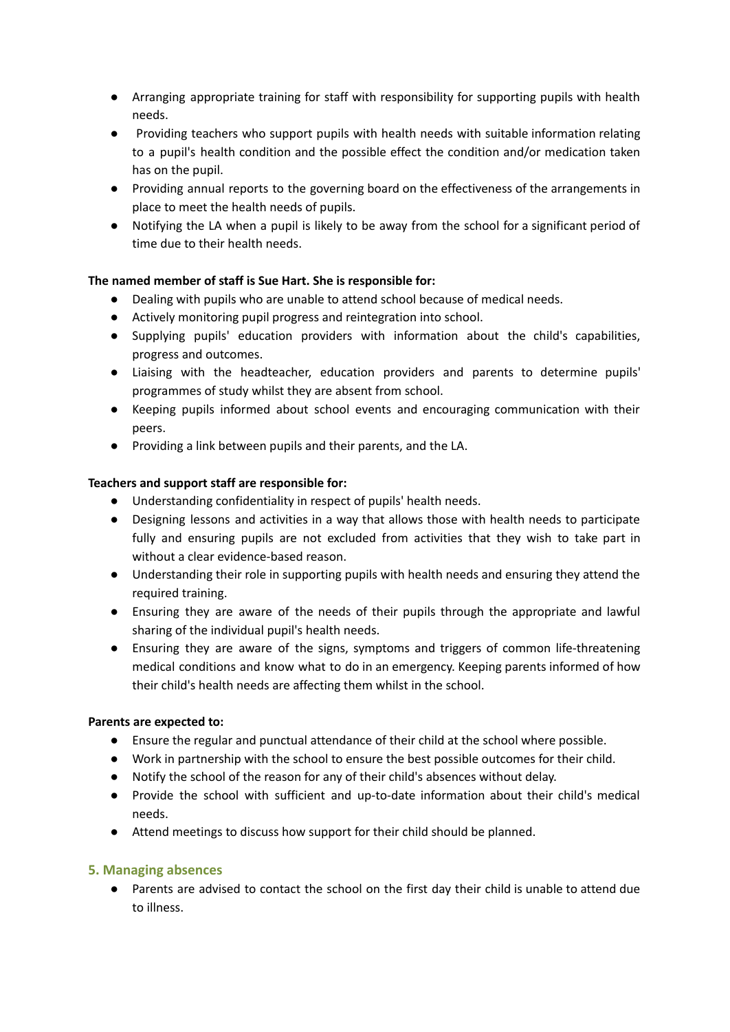- Arranging appropriate training for staff with responsibility for supporting pupils with health needs.
- Providing teachers who support pupils with health needs with suitable information relating to a pupil's health condition and the possible effect the condition and/or medication taken has on the pupil.
- Providing annual reports to the governing board on the effectiveness of the arrangements in place to meet the health needs of pupils.
- Notifying the LA when a pupil is likely to be away from the school for a significant period of time due to their health needs.

**The named member of staff is Sue Hart. She is responsible for:**

- Dealing with pupils who are unable to attend school because of medical needs.
- Actively monitoring pupil progress and reintegration into school.
- Supplying pupils' education providers with information about the child's capabilities, progress and outcomes.
- Liaising with the headteacher, education providers and parents to determine pupils' programmes of study whilst they are absent from school.
- Keeping pupils informed about school events and encouraging communication with their peers.
- Providing a link between pupils and their parents, and the LA.

**Teachers and support staff are responsible for:**

- Understanding confidentiality in respect of pupils' health needs.
- Designing lessons and activities in a way that allows those with health needs to participate fully and ensuring pupils are not excluded from activities that they wish to take part in without a clear evidence-based reason.
- Understanding their role in supporting pupils with health needs and ensuring they attend the required training.
- Ensuring they are aware of the needs of their pupils through the appropriate and lawful sharing of the individual pupil's health needs.
- Ensuring they are aware of the signs, symptoms and triggers of common life-threatening medical conditions and know what to do in an emergency. Keeping parents informed of how their child's health needs are affecting them whilst in the school.

**Parents are expected to:**

- Ensure the regular and punctual attendance of their child at the school where possible.
- Work in partnership with the school to ensure the best possible outcomes for their child.
- Notify the school of the reason for any of their child's absences without delay.
- Provide the school with sufficient and up-to-date information about their child's medical needs.
- Attend meetings to discuss how support for their child should be planned.

## 5. Managing absences

- Parents are advised to contact the school on the first day their child is unable to attend due to illness.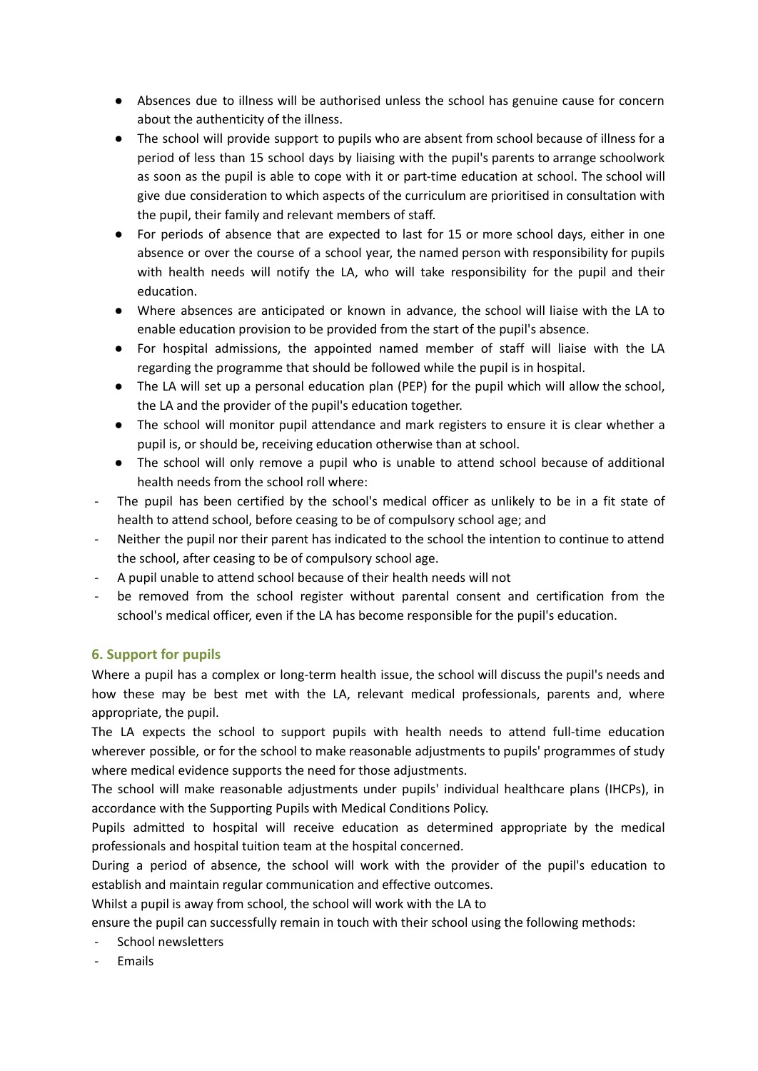- Absences due to illness will be authorised unless the school has genuine cause for concern about the authenticity of the illness.
- The school will provide support to pupils who are absent from school because of illness for a period of less than 15 school days by liaising with the pupil's parents to arrange schoolwork as soon as the pupil is able to cope with it or part-time education at school. The school will give due consideration to which aspects of the curriculum are prioritised in consultation with the pupil, their family and relevant members of staff.
- For periods of absence that are expected to last for 15 or more school days, either in one absence or over the course of a school year, the named person with responsibility for pupils with health needs will notify the LA, who will take responsibility for the pupil and their education.
- Where absences are anticipated or known in advance, the school will liaise with the LA to enable education provision to be provided from the start of the pupil's absence.
- For hospital admissions, the appointed named member of staff will liaise with the LA regarding the programme that should be followed while the pupil is in hospital.
- The LA will set up a personal education plan (PEP) for the pupil which will allow the school, the LA and the provider of the pupil's education together.
- The school will monitor pupil attendance and mark registers to ensure it is clear whether a pupil is, or should be, receiving education otherwise than at school.
- The school will only remove a pupil who is unable to attend school because of additional health needs from the school roll where:

- The pupil has been certified by the school's medical officer as unlikely to be in a fit state of health to attend school, before ceasing to be of compulsory school age; and
- Neither the pupil nor their parent has indicated to the school the intention to continue to attend the school, after ceasing to be of compulsory school age.
- A pupil unable to attend school because of their health needs will not
- be removed from the school register without parental consent and certification from the school's medical officer, even if the LA has become responsible for the pupil's education.

## 6. Support for pupils

Where a pupil has a complex or long-term health issue, the school will discuss the pupil's needs and how these may be best met with the LA, relevant medical professionals, parents and, where appropriate, the pupil.

The LA expects the school to support pupils with health needs to attend full-time education wherever possible, or for the school to make reasonable adjustments to pupils' programmes of study where medical evidence supports the need for those adjustments.

The school will make reasonable adjustments under pupils' individual healthcare plans (IHCPs), in accordance with the Supporting Pupils with Medical Conditions Policy.

Pupils admitted to hospital will receive education as determined appropriate by the medical professionals and hospital tuition team at the hospital concerned.

During a period of absence, the school will work with the provider of the pupil's education to establish and maintain regular communication and effective outcomes.

Whilst a pupil is away from school, the school will work with the LA to
ensure the pupil can successfully remain in touch with their school using the following methods:

- School newsletters
- Emails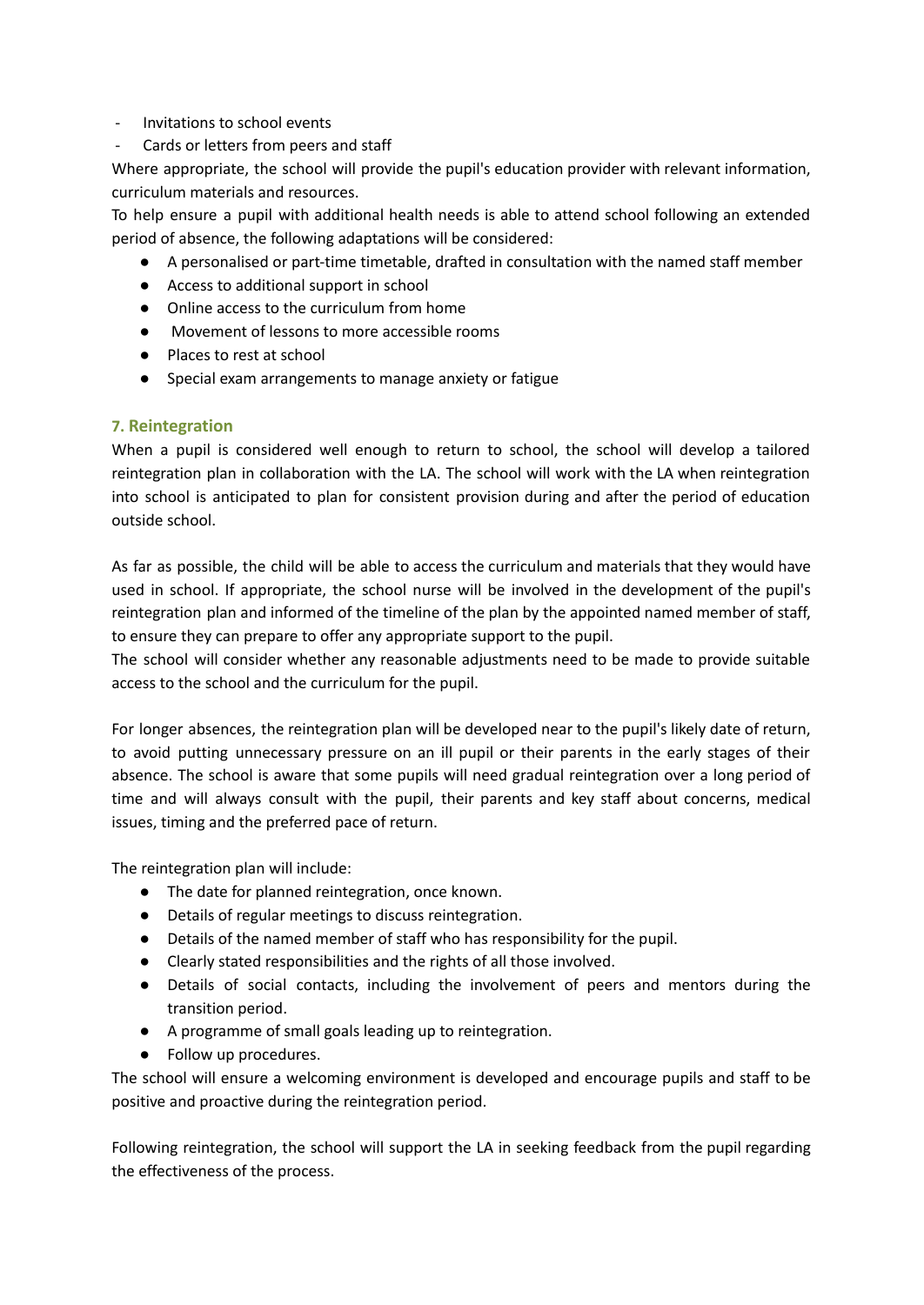- Invitations to school events
- Cards or letters from peers and staff

Where appropriate, the school will provide the pupil's education provider with relevant information, curriculum materials and resources.

To help ensure a pupil with additional health needs is able to attend school following an extended period of absence, the following adaptations will be considered:

- A personalised or part-time timetable, drafted in consultation with the named staff member
- Access to additional support in school
- Online access to the curriculum from home
- Movement of lessons to more accessible rooms
- Places to rest at school
- Special exam arrangements to manage anxiety or fatigue

## 7. Reintegration

When a pupil is considered well enough to return to school, the school will develop a tailored reintegration plan in collaboration with the LA. The school will work with the LA when reintegration into school is anticipated to plan for consistent provision during and after the period of education outside school.

As far as possible, the child will be able to access the curriculum and materials that they would have used in school. If appropriate, the school nurse will be involved in the development of the pupil's reintegration plan and informed of the timeline of the plan by the appointed named member of staff, to ensure they can prepare to offer any appropriate support to the pupil.

The school will consider whether any reasonable adjustments need to be made to provide suitable access to the school and the curriculum for the pupil.

For longer absences, the reintegration plan will be developed near to the pupil's likely date of return, to avoid putting unnecessary pressure on an ill pupil or their parents in the early stages of their absence. The school is aware that some pupils will need gradual reintegration over a long period of time and will always consult with the pupil, their parents and key staff about concerns, medical issues, timing and the preferred pace of return.

The reintegration plan will include:

- The date for planned reintegration, once known.
- Details of regular meetings to discuss reintegration.
- Details of the named member of staff who has responsibility for the pupil.
- Clearly stated responsibilities and the rights of all those involved.
- Details of social contacts, including the involvement of peers and mentors during the transition period.
- A programme of small goals leading up to reintegration.
- Follow up procedures.

The school will ensure a welcoming environment is developed and encourage pupils and staff to be positive and proactive during the reintegration period.

Following reintegration, the school will support the LA in seeking feedback from the pupil regarding the effectiveness of the process.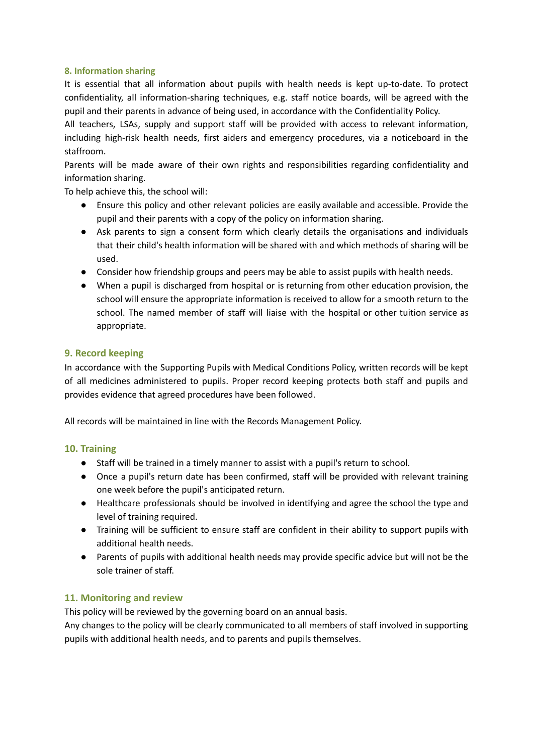## 8. Information sharing

It is essential that all information about pupils with health needs is kept up-to-date. To protect confidentiality, all information-sharing techniques, e.g. staff notice boards, will be agreed with the pupil and their parents in advance of being used, in accordance with the Confidentiality Policy.

All teachers, LSAs, supply and support staff will be provided with access to relevant information, including high-risk health needs, first aiders and emergency procedures, via a noticeboard in the staffroom.

Parents will be made aware of their own rights and responsibilities regarding confidentiality and information sharing.

To help achieve this, the school will:

- Ensure this policy and other relevant policies are easily available and accessible. Provide the pupil and their parents with a copy of the policy on information sharing.
- Ask parents to sign a consent form which clearly details the organisations and individuals that their child's health information will be shared with and which methods of sharing will be used.
- Consider how friendship groups and peers may be able to assist pupils with health needs.
- When a pupil is discharged from hospital or is returning from other education provision, the school will ensure the appropriate information is received to allow for a smooth return to the school. The named member of staff will liaise with the hospital or other tuition service as appropriate.

## 9. Record keeping

In accordance with the Supporting Pupils with Medical Conditions Policy, written records will be kept of all medicines administered to pupils. Proper record keeping protects both staff and pupils and provides evidence that agreed procedures have been followed.

All records will be maintained in line with the Records Management Policy.

## 10. Training

- Staff will be trained in a timely manner to assist with a pupil's return to school.
- Once a pupil's return date has been confirmed, staff will be provided with relevant training one week before the pupil's anticipated return.
- Healthcare professionals should be involved in identifying and agree the school the type and level of training required.
- Training will be sufficient to ensure staff are confident in their ability to support pupils with additional health needs.
- Parents of pupils with additional health needs may provide specific advice but will not be the sole trainer of staff.

## 11. Monitoring and review

This policy will be reviewed by the governing board on an annual basis.

Any changes to the policy will be clearly communicated to all members of staff involved in supporting pupils with additional health needs, and to parents and pupils themselves.